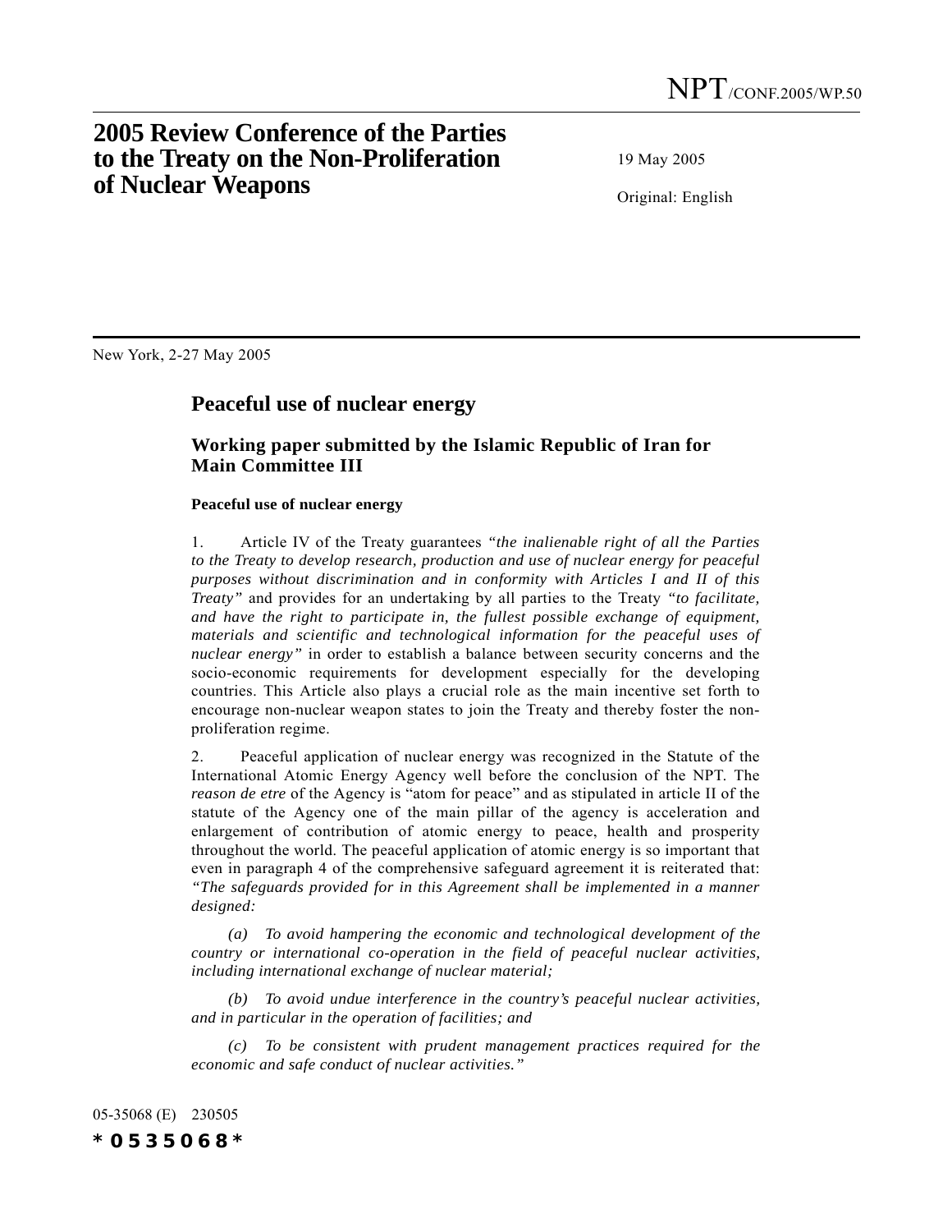NPT/CONF.2005/WP.50

# 2005 Review Conference of the Parties to the Treaty on the Non-Proliferation of Nuclear Weapons

19 May 2005

Original: English

New York, 2-27 May 2005

## Peaceful use of nuclear energy

### Working paper submitted by the Islamic Republic of Iran for Main Committee III

**Peaceful use of nuclear energy**

1. Article IV of the Treaty guarantees *"the inalienable right of all the Parties to the Treaty to develop research, production and use of nuclear energy for peaceful purposes without discrimination and in conformity with Articles I and II of this Treaty"* and provides for an undertaking by all parties to the Treaty *"to facilitate, and have the right to participate in, the fullest possible exchange of equipment, materials and scientific and technological information for the peaceful uses of nuclear energy"* in order to establish a balance between security concerns and the socio-economic requirements for development especially for the developing countries. This Article also plays a crucial role as the main incentive set forth to encourage non-nuclear weapon states to join the Treaty and thereby foster the non-proliferation regime.

2. Peaceful application of nuclear energy was recognized in the Statute of the International Atomic Energy Agency well before the conclusion of the NPT. The *reason de etre* of the Agency is "atom for peace" and as stipulated in article II of the statute of the Agency one of the main pillar of the agency is acceleration and enlargement of contribution of atomic energy to peace, health and prosperity throughout the world. The peaceful application of atomic energy is so important that even in paragraph 4 of the comprehensive safeguard agreement it is reiterated that: *"The safeguards provided for in this Agreement shall be implemented in a manner designed:*

*(a) To avoid hampering the economic and technological development of the country or international co-operation in the field of peaceful nuclear activities, including international exchange of nuclear material;*

*(b) To avoid undue interference in the country's peaceful nuclear activities, and in particular in the operation of facilities; and*

*(c) To be consistent with prudent management practices required for the economic and safe conduct of nuclear activities."*

05-35068 (E) 230505

*0535068*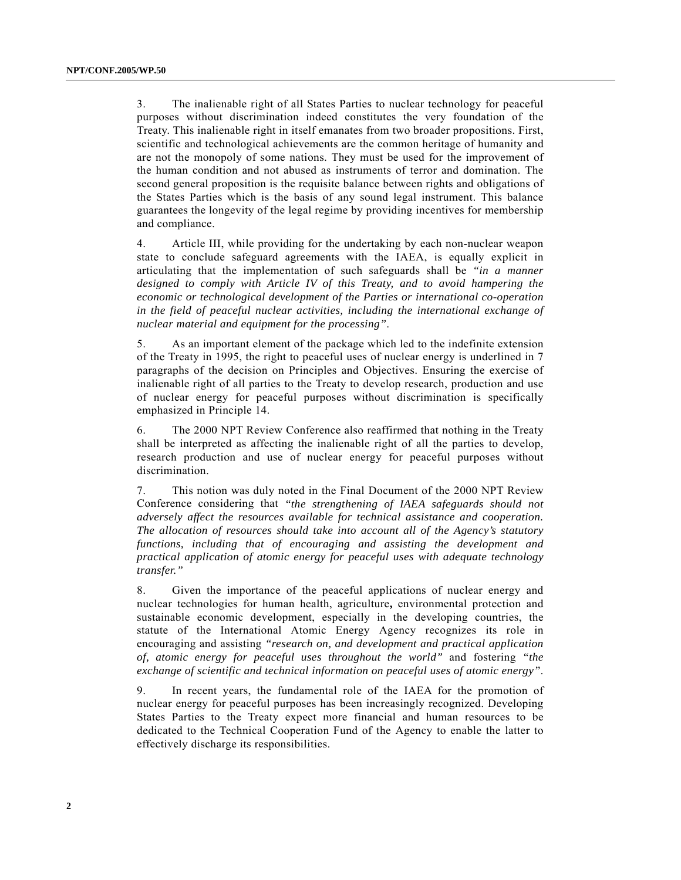3. The inalienable right of all States Parties to nuclear technology for peaceful purposes without discrimination indeed constitutes the very foundation of the Treaty. This inalienable right in itself emanates from two broader propositions. First, scientific and technological achievements are the common heritage of humanity and are not the monopoly of some nations. They must be used for the improvement of the human condition and not abused as instruments of terror and domination. The second general proposition is the requisite balance between rights and obligations of the States Parties which is the basis of any sound legal instrument. This balance guarantees the longevity of the legal regime by providing incentives for membership and compliance.

4. Article III, while providing for the undertaking by each non-nuclear weapon state to conclude safeguard agreements with the IAEA, is equally explicit in articulating that the implementation of such safeguards shall be *"in a manner designed to comply with Article IV of this Treaty, and to avoid hampering the economic or technological development of the Parties or international co-operation in the field of peaceful nuclear activities, including the international exchange of nuclear material and equipment for the processing"*.

5. As an important element of the package which led to the indefinite extension of the Treaty in 1995, the right to peaceful uses of nuclear energy is underlined in 7 paragraphs of the decision on Principles and Objectives. Ensuring the exercise of inalienable right of all parties to the Treaty to develop research, production and use of nuclear energy for peaceful purposes without discrimination is specifically emphasized in Principle 14.

6. The 2000 NPT Review Conference also reaffirmed that nothing in the Treaty shall be interpreted as affecting the inalienable right of all the parties to develop, research production and use of nuclear energy for peaceful purposes without discrimination.

7. This notion was duly noted in the Final Document of the 2000 NPT Review Conference considering that *"the strengthening of IAEA safeguards should not adversely affect the resources available for technical assistance and cooperation. The allocation of resources should take into account all of the Agency's statutory functions, including that of encouraging and assisting the development and practical application of atomic energy for peaceful uses with adequate technology transfer."*

8. Given the importance of the peaceful applications of nuclear energy and nuclear technologies for human health, agriculture**,** environmental protection and sustainable economic development, especially in the developing countries, the statute of the International Atomic Energy Agency recognizes its role in encouraging and assisting *"research on, and development and practical application of, atomic energy for peaceful uses throughout the world"* and fostering *"the exchange of scientific and technical information on peaceful uses of atomic energy"*.

9. In recent years, the fundamental role of the IAEA for the promotion of nuclear energy for peaceful purposes has been increasingly recognized. Developing States Parties to the Treaty expect more financial and human resources to be dedicated to the Technical Cooperation Fund of the Agency to enable the latter to effectively discharge its responsibilities.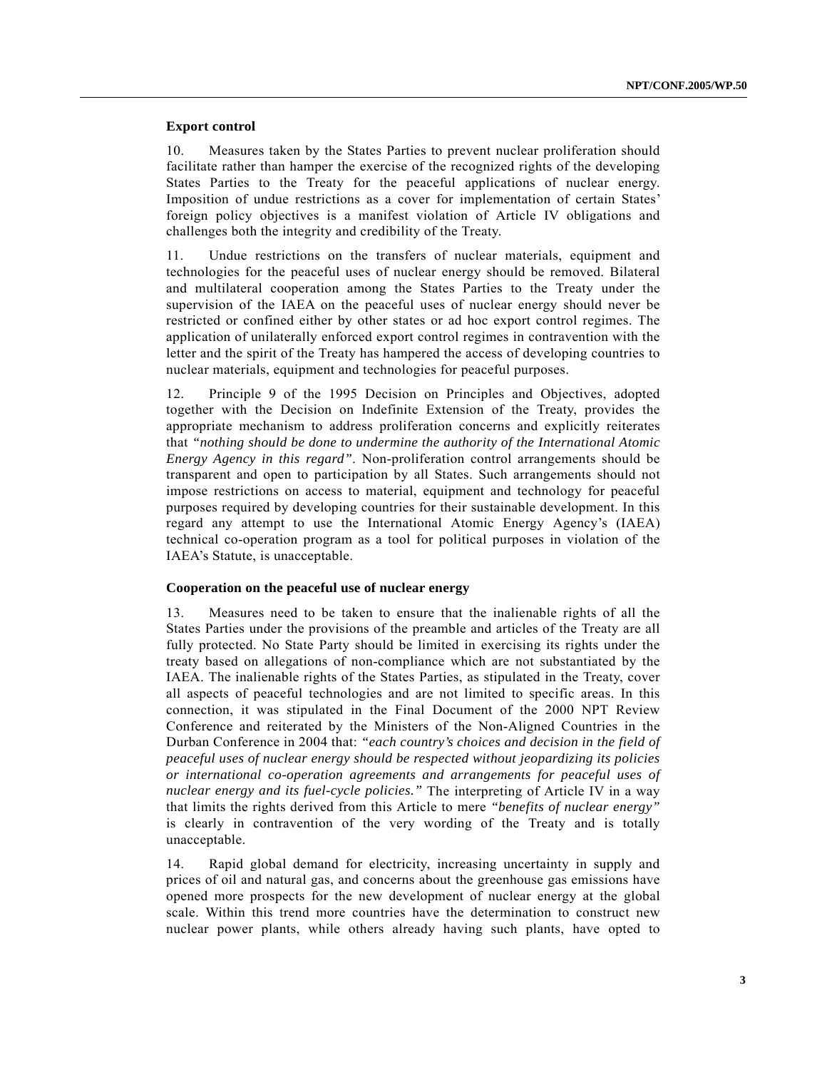**Export control**

10. Measures taken by the States Parties to prevent nuclear proliferation should facilitate rather than hamper the exercise of the recognized rights of the developing States Parties to the Treaty for the peaceful applications of nuclear energy. Imposition of undue restrictions as a cover for implementation of certain States' foreign policy objectives is a manifest violation of Article IV obligations and challenges both the integrity and credibility of the Treaty.

11. Undue restrictions on the transfers of nuclear materials, equipment and technologies for the peaceful uses of nuclear energy should be removed. Bilateral and multilateral cooperation among the States Parties to the Treaty under the supervision of the IAEA on the peaceful uses of nuclear energy should never be restricted or confined either by other states or ad hoc export control regimes. The application of unilaterally enforced export control regimes in contravention with the letter and the spirit of the Treaty has hampered the access of developing countries to nuclear materials, equipment and technologies for peaceful purposes.

12. Principle 9 of the 1995 Decision on Principles and Objectives, adopted together with the Decision on Indefinite Extension of the Treaty, provides the appropriate mechanism to address proliferation concerns and explicitly reiterates that *"nothing should be done to undermine the authority of the International Atomic Energy Agency in this regard"*. Non-proliferation control arrangements should be transparent and open to participation by all States. Such arrangements should not impose restrictions on access to material, equipment and technology for peaceful purposes required by developing countries for their sustainable development. In this regard any attempt to use the International Atomic Energy Agency's (IAEA) technical co-operation program as a tool for political purposes in violation of the IAEA's Statute, is unacceptable.

**Cooperation on the peaceful use of nuclear energy**

13. Measures need to be taken to ensure that the inalienable rights of all the States Parties under the provisions of the preamble and articles of the Treaty are all fully protected. No State Party should be limited in exercising its rights under the treaty based on allegations of non-compliance which are not substantiated by the IAEA. The inalienable rights of the States Parties, as stipulated in the Treaty, cover all aspects of peaceful technologies and are not limited to specific areas. In this connection, it was stipulated in the Final Document of the 2000 NPT Review Conference and reiterated by the Ministers of the Non-Aligned Countries in the Durban Conference in 2004 that: *"each country's choices and decision in the field of peaceful uses of nuclear energy should be respected without jeopardizing its policies or international co-operation agreements and arrangements for peaceful uses of nuclear energy and its fuel-cycle policies."* The interpreting of Article IV in a way that limits the rights derived from this Article to mere *"benefits of nuclear energy"* is clearly in contravention of the very wording of the Treaty and is totally unacceptable.

14. Rapid global demand for electricity, increasing uncertainty in supply and prices of oil and natural gas, and concerns about the greenhouse gas emissions have opened more prospects for the new development of nuclear energy at the global scale. Within this trend more countries have the determination to construct new nuclear power plants, while others already having such plants, have opted to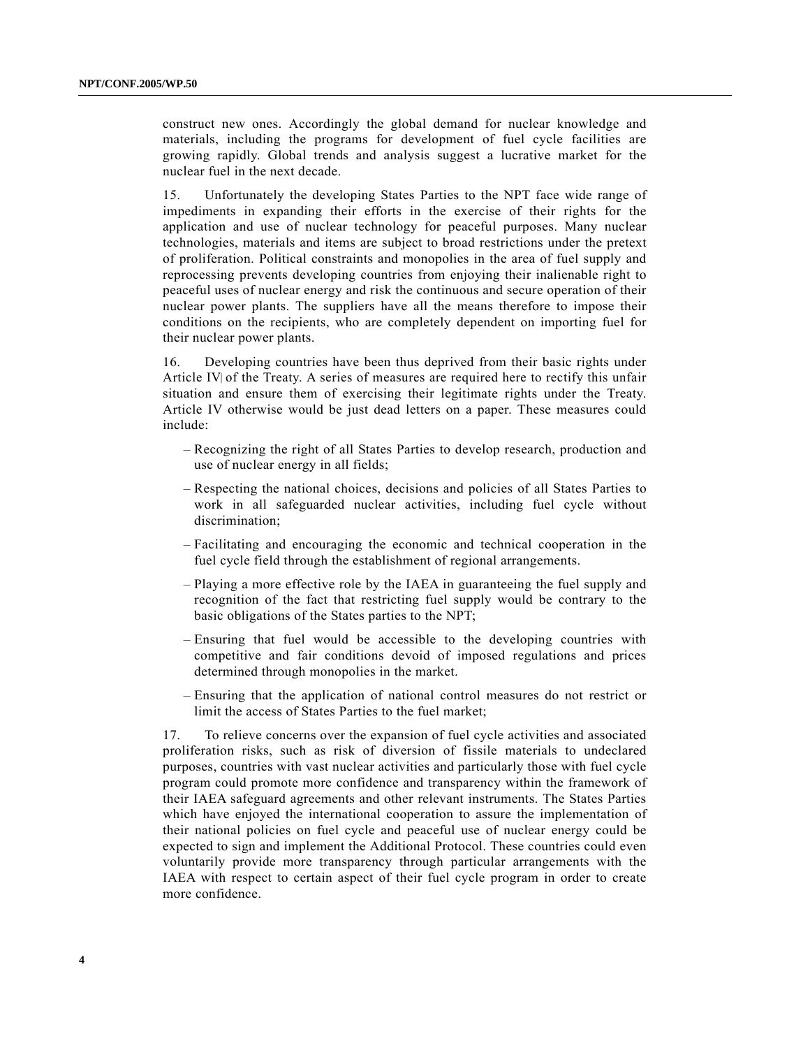construct new ones. Accordingly the global demand for nuclear knowledge and materials, including the programs for development of fuel cycle facilities are growing rapidly. Global trends and analysis suggest a lucrative market for the nuclear fuel in the next decade.

15. Unfortunately the developing States Parties to the NPT face wide range of impediments in expanding their efforts in the exercise of their rights for the application and use of nuclear technology for peaceful purposes. Many nuclear technologies, materials and items are subject to broad restrictions under the pretext of proliferation. Political constraints and monopolies in the area of fuel supply and reprocessing prevents developing countries from enjoying their inalienable right to peaceful uses of nuclear energy and risk the continuous and secure operation of their nuclear power plants. The suppliers have all the means therefore to impose their conditions on the recipients, who are completely dependent on importing fuel for their nuclear power plants.

16. Developing countries have been thus deprived from their basic rights under Article IV of the Treaty. A series of measures are required here to rectify this unfair situation and ensure them of exercising their legitimate rights under the Treaty. Article IV otherwise would be just dead letters on a paper. These measures could include:

- Recognizing the right of all States Parties to develop research, production and use of nuclear energy in all fields;
- Respecting the national choices, decisions and policies of all States Parties to work in all safeguarded nuclear activities, including fuel cycle without discrimination;
- Facilitating and encouraging the economic and technical cooperation in the fuel cycle field through the establishment of regional arrangements.
- Playing a more effective role by the IAEA in guaranteeing the fuel supply and recognition of the fact that restricting fuel supply would be contrary to the basic obligations of the States parties to the NPT;
- Ensuring that fuel would be accessible to the developing countries with competitive and fair conditions devoid of imposed regulations and prices determined through monopolies in the market.
- Ensuring that the application of national control measures do not restrict or limit the access of States Parties to the fuel market;

17. To relieve concerns over the expansion of fuel cycle activities and associated proliferation risks, such as risk of diversion of fissile materials to undeclared purposes, countries with vast nuclear activities and particularly those with fuel cycle program could promote more confidence and transparency within the framework of their IAEA safeguard agreements and other relevant instruments. The States Parties which have enjoyed the international cooperation to assure the implementation of their national policies on fuel cycle and peaceful use of nuclear energy could be expected to sign and implement the Additional Protocol. These countries could even voluntarily provide more transparency through particular arrangements with the IAEA with respect to certain aspect of their fuel cycle program in order to create more confidence.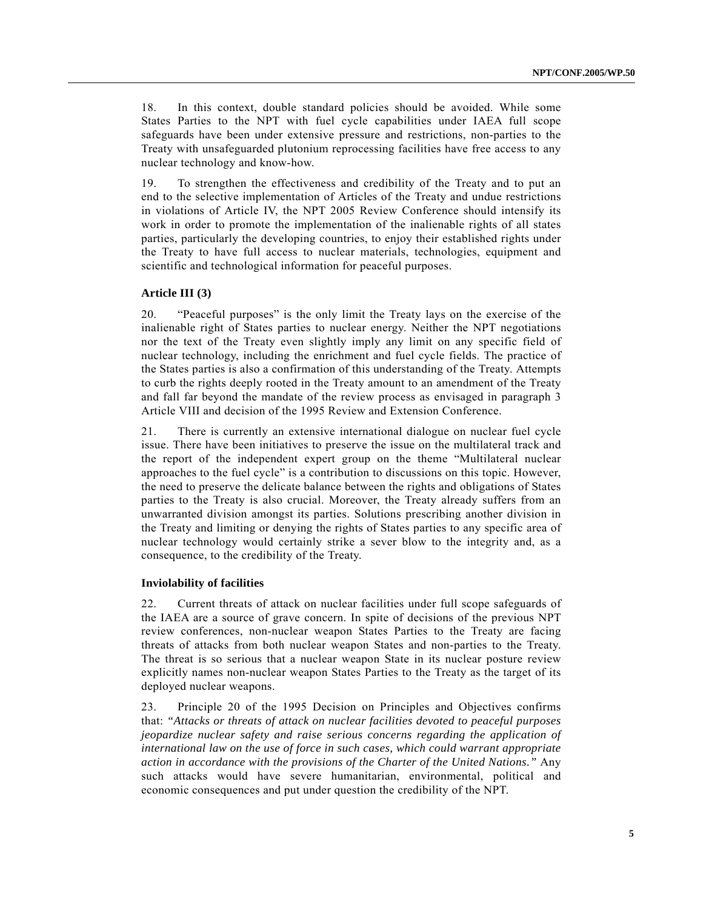18. In this context, double standard policies should be avoided. While some States Parties to the NPT with fuel cycle capabilities under IAEA full scope safeguards have been under extensive pressure and restrictions, non-parties to the Treaty with unsafeguarded plutonium reprocessing facilities have free access to any nuclear technology and know-how.

19. To strengthen the effectiveness and credibility of the Treaty and to put an end to the selective implementation of Articles of the Treaty and undue restrictions in violations of Article IV, the NPT 2005 Review Conference should intensify its work in order to promote the implementation of the inalienable rights of all states parties, particularly the developing countries, to enjoy their established rights under the Treaty to have full access to nuclear materials, technologies, equipment and scientific and technological information for peaceful purposes.

**Article III (3)**

20. "Peaceful purposes" is the only limit the Treaty lays on the exercise of the inalienable right of States parties to nuclear energy. Neither the NPT negotiations nor the text of the Treaty even slightly imply any limit on any specific field of nuclear technology, including the enrichment and fuel cycle fields. The practice of the States parties is also a confirmation of this understanding of the Treaty. Attempts to curb the rights deeply rooted in the Treaty amount to an amendment of the Treaty and fall far beyond the mandate of the review process as envisaged in paragraph 3 Article VIII and decision of the 1995 Review and Extension Conference.

21. There is currently an extensive international dialogue on nuclear fuel cycle issue. There have been initiatives to preserve the issue on the multilateral track and the report of the independent expert group on the theme "Multilateral nuclear approaches to the fuel cycle" is a contribution to discussions on this topic. However, the need to preserve the delicate balance between the rights and obligations of States parties to the Treaty is also crucial. Moreover, the Treaty already suffers from an unwarranted division amongst its parties. Solutions prescribing another division in the Treaty and limiting or denying the rights of States parties to any specific area of nuclear technology would certainly strike a sever blow to the integrity and, as a consequence, to the credibility of the Treaty.

**Inviolability of facilities**

22. Current threats of attack on nuclear facilities under full scope safeguards of the IAEA are a source of grave concern. In spite of decisions of the previous NPT review conferences, non-nuclear weapon States Parties to the Treaty are facing threats of attacks from both nuclear weapon States and non-parties to the Treaty. The threat is so serious that a nuclear weapon State in its nuclear posture review explicitly names non-nuclear weapon States Parties to the Treaty as the target of its deployed nuclear weapons.

23. Principle 20 of the 1995 Decision on Principles and Objectives confirms that: *"Attacks or threats of attack on nuclear facilities devoted to peaceful purposes jeopardize nuclear safety and raise serious concerns regarding the application of international law on the use of force in such cases, which could warrant appropriate action in accordance with the provisions of the Charter of the United Nations."* Any such attacks would have severe humanitarian, environmental, political and economic consequences and put under question the credibility of the NPT.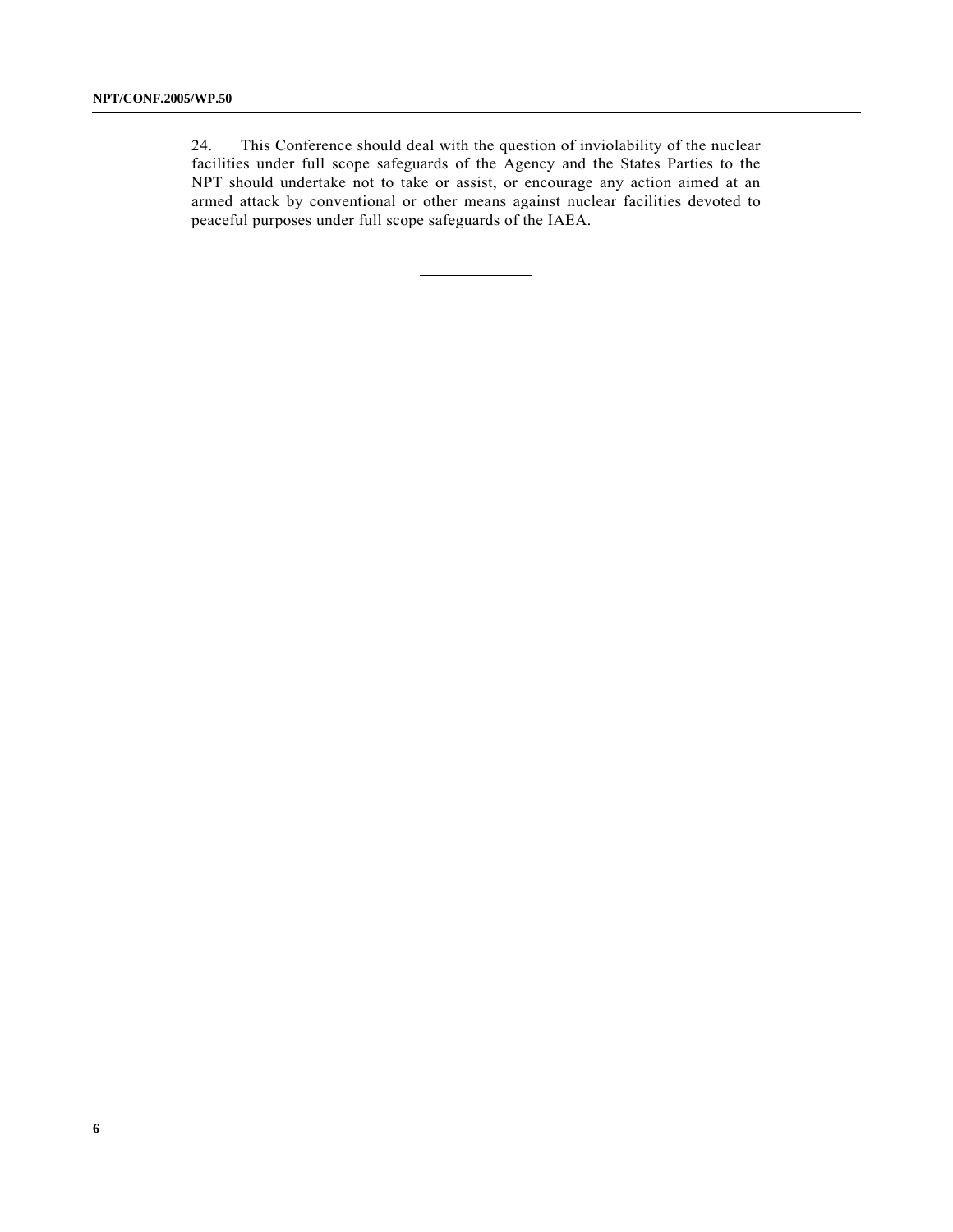24. This Conference should deal with the question of inviolability of the nuclear facilities under full scope safeguards of the Agency and the States Parties to the NPT should undertake not to take or assist, or encourage any action aimed at an armed attack by conventional or other means against nuclear facilities devoted to peaceful purposes under full scope safeguards of the IAEA.